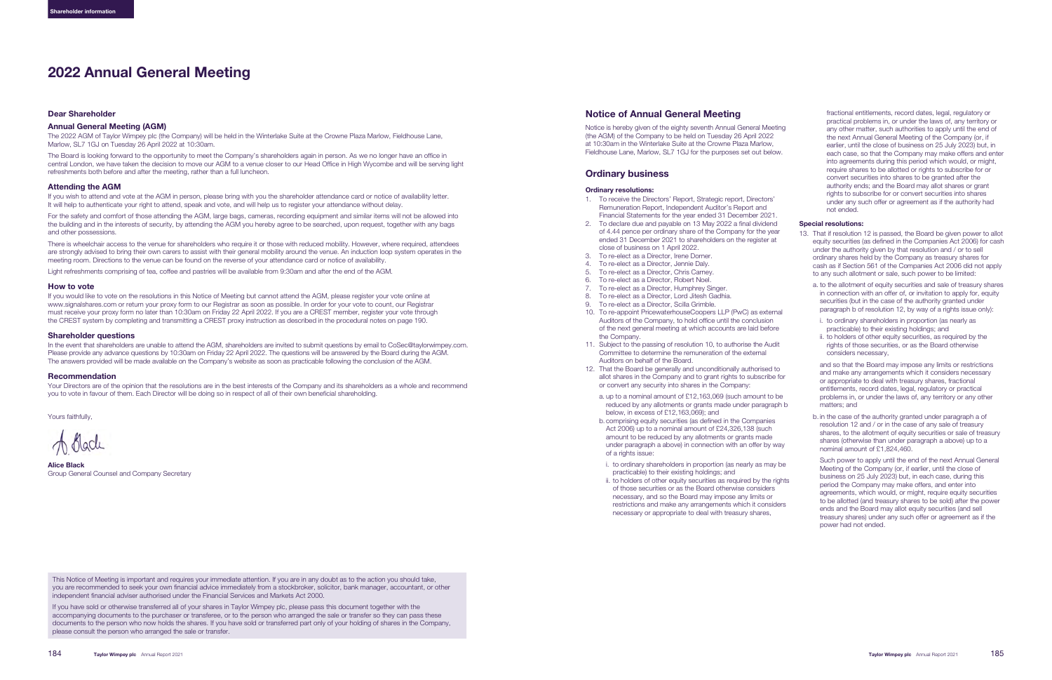# 2022 Annual General Meeting

### Dear Shareholder

### Annual General Meeting (AGM)

The 2022 AGM of Taylor Wimpey plc (the Company) will be held in the Winterlake Suite at the Crowne Plaza Marlow, Fieldhouse Lane, Marlow, SL7 1GJ on Tuesday 26 April 2022 at 10:30am.

The Board is looking forward to the opportunity to meet the Company's shareholders again in person. As we no longer have an office in central London, we have taken the decision to move our AGM to a venue closer to our Head Office in High Wycombe and will be serving light refreshments both before and after the meeting, rather than a full luncheon.

### Attending the AGM

If you wish to attend and vote at the AGM in person, please bring with you the shareholder attendance card or notice of availability letter. It will help to authenticate your right to attend, speak and vote, and will help us to register your attendance without delay.

For the safety and comfort of those attending the AGM, large bags, cameras, recording equipment and similar items will not be allowed into the building and in the interests of security, by attending the AGM you hereby agree to be searched, upon request, together with any bags and other possessions.

There is wheelchair access to the venue for shareholders who require it or those with reduced mobility. However, where required, attendees are strongly advised to bring their own carers to assist with their general mobility around the venue. An induction loop system operates in the meeting room. Directions to the venue can be found on the reverse of your attendance card or notice of availability.

Light refreshments comprising of tea, coffee and pastries will be available from 9:30am and after the end of the AGM.

### How to vote

If you would like to vote on the resolutions in this Notice of Meeting but cannot attend the AGM, please register your vote online at www.signalshares.com or return your proxy form to our Registrar as soon as possible. In order for your vote to count, our Registrar must receive your proxy form no later than 10:30am on Friday 22 April 2022. If you are a CREST member, register your vote through the CREST system by completing and transmitting a CREST proxy instruction as described in the procedural notes on page 190.

### Shareholder questions

In the event that shareholders are unable to attend the AGM, shareholders are invited to submit questions by email to CoSec@taylorwimpey.com. Please provide any advance questions by 10:30am on Friday 22 April 2022. The questions will be answered by the Board during the AGM. The answers provided will be made available on the Company's website as soon as practicable following the conclusion of the AGM.

### Recommendation

Your Directors are of the opinion that the resolutions are in the best interests of the Company and its shareholders as a whole and recommend you to vote in favour of them. Each Director will be doing so in respect of all of their own beneficial shareholding.

Yours faithfully,

**Alice Black**
Group General Counsel and Company Secretary

This Notice of Meeting is important and requires your immediate attention. If you are in any doubt as to the action you should take, you are recommended to seek your own financial advice immediately from a stockbroker, solicitor, bank manager, accountant, or other independent financial adviser authorised under the Financial Services and Markets Act 2000.

If you have sold or otherwise transferred all of your shares in Taylor Wimpey plc, please pass this document together with the accompanying documents to the purchaser or transferee, or to the person who arranged the sale or transfer so they can pass these documents to the person who now holds the shares. If you have sold or transferred part only of your holding of shares in the Company, please consult the person who arranged the sale or transfer.

## Notice of Annual General Meeting

Notice is hereby given of the eighty seventh Annual General Meeting (the AGM) of the Company to be held on Tuesday 26 April 2022 at 10:30am in the Winterlake Suite at the Crowne Plaza Marlow, Fieldhouse Lane, Marlow, SL7 1GJ for the purposes set out below.

## Ordinary business

### Ordinary resolutions:

1. To receive the Directors' Report, Strategic report, Directors' Remuneration Report, Independent Auditor's Report and Financial Statements for the year ended 31 December 2021.
2. To declare due and payable on 13 May 2022 a final dividend of 4.44 pence per ordinary share of the Company for the year ended 31 December 2021 to shareholders on the register at close of business on 1 April 2022.
3. To re-elect as a Director, Irene Dorner.
4. To re-elect as a Director, Jennie Daly.
5. To re-elect as a Director, Chris Carney.
6. To re-elect as a Director, Robert Noel.
7. To re-elect as a Director, Humphrey Singer.
8. To re-elect as a Director, Lord Jitesh Gadhia.
9. To re-elect as a Director, Scilla Grimble.
10. To re-appoint PricewaterhouseCoopers LLP (PwC) as external Auditors of the Company, to hold office until the conclusion of the next general meeting at which accounts are laid before the Company.
11. Subject to the passing of resolution 10, to authorise the Audit Committee to determine the remuneration of the external Auditors on behalf of the Board.
12. That the Board be generally and unconditionally authorised to allot shares in the Company and to grant rights to subscribe for or convert any security into shares in the Company:

    a. up to a nominal amount of £12,163,069 (such amount to be reduced by any allotments or grants made under paragraph b below, in excess of £12,163,069); and

    b. comprising equity securities (as defined in the Companies Act 2006) up to a nominal amount of £24,326,138 (such amount to be reduced by any allotments or grants made under paragraph a above) in connection with an offer by way of a rights issue:

    i. to ordinary shareholders in proportion (as nearly as may be practicable) to their existing holdings; and

    ii. to holders of other equity securities as required by the rights of those securities or as the Board otherwise considers necessary, and so the Board may impose any limits or restrictions and make any arrangements which it considers necessary or appropriate to deal with treasury shares, fractional entitlements, record dates, legal, regulatory or practical problems in, or under the laws of, any territory or any other matter, such authorities to apply until the end of the next Annual General Meeting of the Company (or, if earlier, until the close of business on 25 July 2023) but, in each case, so that the Company may make offers and enter into agreements during this period which would, or might, require shares to be allotted or rights to subscribe for or convert securities into shares to be granted after the authority ends; and the Board may allot shares or grant rights to subscribe for or convert securities into shares under any such offer or agreement as if the authority had not ended.

### Special resolutions:

13. That if resolution 12 is passed, the Board be given power to allot equity securities (as defined in the Companies Act 2006) for cash under the authority given by that resolution and / or to sell ordinary shares held by the Company as treasury shares for cash as if Section 561 of the Companies Act 2006 did not apply to any such allotment or sale, such power to be limited:

    a. to the allotment of equity securities and sale of treasury shares in connection with an offer of, or invitation to apply for, equity securities (but in the case of the authority granted under paragraph b of resolution 12, by way of a rights issue only):

    i. to ordinary shareholders in proportion (as nearly as practicable) to their existing holdings; and

    ii. to holders of other equity securities, as required by the rights of those securities, or as the Board otherwise considers necessary,

    and so that the Board may impose any limits or restrictions and make any arrangements which it considers necessary or appropriate to deal with treasury shares, fractional entitlements, record dates, legal, regulatory or practical problems in, or under the laws of, any territory or any other matters; and

    b. in the case of the authority granted under paragraph a of resolution 12 and / or in the case of any sale of treasury shares, to the allotment of equity securities or sale of treasury shares (otherwise than under paragraph a above) up to a nominal amount of £1,824,460.

    Such power to apply until the end of the next Annual General Meeting of the Company (or, if earlier, until the close of business on 25 July 2023) but, in each case, during this period the Company may make offers, and enter into agreements, which would, or might, require equity securities to be allotted (and treasury shares to be sold) after the power ends and the Board may allot equity securities (and sell treasury shares) under any such offer or agreement as if the power had not ended.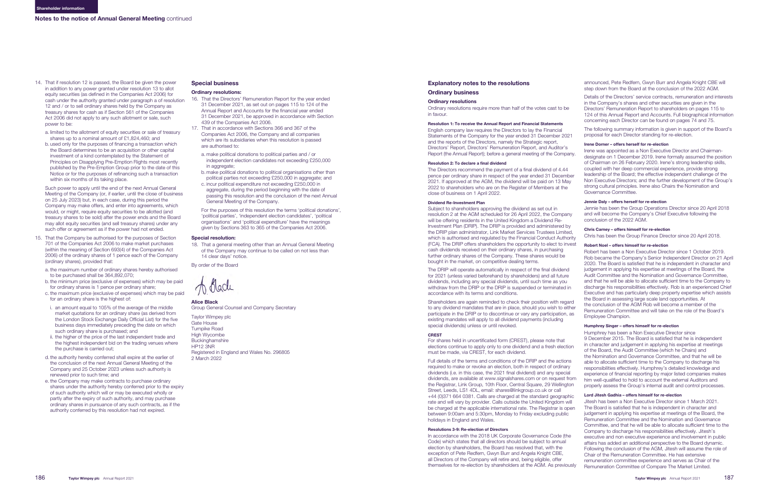## Notes to the notice of Annual General Meeting continued

14. That if resolution 12 is passed, the Board be given the power in addition to any power granted under resolution 13 to allot equity securities (as defined in the Companies Act 2006) for cash under the authority granted under paragraph a of resolution 12 and / or to sell ordinary shares held by the Company as treasury shares for cash as if Section 561 of the Companies Act 2006 did not apply to any such allotment or sale, such power to be:

    a. limited to the allotment of equity securities or sale of treasury shares up to a nominal amount of £1,824,460; and
    b. used only for the purposes of financing a transaction which the Board determines to be an acquisition or other capital investment of a kind contemplated by the Statement of Principles on Disapplying Pre-Emption Rights most recently published by the Pre-Emption Group prior to the date of this Notice or for the purposes of refinancing such a transaction within six months of its taking place.

    Such power to apply until the end of the next Annual General Meeting of the Company (or, if earlier, until the close of business on 25 July 2023) but, in each case, during this period the Company may make offers, and enter into agreements, which would, or might, require equity securities to be allotted (and treasury shares to be sold) after the power ends and the Board may allot equity securities (and sell treasury shares) under any such offer or agreement as if the power had not ended.

15. That the Company be authorised for the purposes of Section 701 of the Companies Act 2006 to make market purchases (within the meaning of Section 693(4) of the Companies Act 2006) of the ordinary shares of 1 pence each of the Company (ordinary shares), provided that:

    a. the maximum number of ordinary shares hereby authorised to be purchased shall be 364,892,070;
    b. the minimum price (exclusive of expenses) which may be paid for ordinary shares is 1 pence per ordinary share;
    c. the maximum price (exclusive of expenses) which may be paid for an ordinary share is the highest of:
        i. an amount equal to 105% of the average of the middle market quotations for an ordinary share (as derived from the London Stock Exchange Daily Official List) for the five business days immediately preceding the date on which such ordinary share is purchased; and
        ii. the higher of the price of the last independent trade and the highest independent bid on the trading venues where the purchase is carried out;
    d. the authority hereby conferred shall expire at the earlier of the conclusion of the next Annual General Meeting of the Company and 25 October 2023 unless such authority is renewed prior to such time; and
    e. the Company may make contracts to purchase ordinary shares under the authority hereby conferred prior to the expiry of such authority which will or may be executed wholly or partly after the expiry of such authority, and may purchase ordinary shares in pursuance of any such contracts, as if the authority conferred by this resolution had not expired.

### Special business

#### Ordinary resolutions:

16. That the Directors' Remuneration Report for the year ended 31 December 2021, as set out on pages 115 to 124 of the Annual Report and Accounts for the financial year ended 31 December 2021, be approved in accordance with Section 439 of the Companies Act 2006.
17. That in accordance with Sections 366 and 367 of the Companies Act 2006, the Company and all companies which are its subsidiaries when this resolution is passed are authorised to:

    a. make political donations to political parties and / or independent election candidates not exceeding £250,000 in aggregate;
    b. make political donations to political organisations other than political parties not exceeding £250,000 in aggregate; and
    c. incur political expenditure not exceeding £250,000 in aggregate, during the period beginning with the date of passing this resolution and the conclusion of the next Annual General Meeting of the Company.

    For the purposes of this resolution the terms 'political donations', 'political parties', 'independent election candidates', 'political organisations' and 'political expenditure' have the meanings given by Sections 363 to 365 of the Companies Act 2006.

#### Special resolution:

18. That a general meeting other than an Annual General Meeting of the Company may continue to be called on not less than 14 clear days' notice.

By order of the Board

**Alice Black**
Group General Counsel and Company Secretary

Taylor Wimpey plc
Gate House
Turnpike Road
High Wycombe
Buckinghamshire
HP12 3NR
Registered in England and Wales No. 296805
2 March 2022

## Explanatory notes to the resolutions

### Ordinary business

#### Ordinary resolutions

Ordinary resolutions require more than half of the votes cast to be in favour.

**Resolution 1: To receive the Annual Report and Financial Statements**

English company law requires the Directors to lay the Financial Statements of the Company for the year ended 31 December 2021 and the reports of the Directors, namely the Strategic report, Directors' Report, Directors' Remuneration Report, and Auditor's Report (the Annual Report); before a general meeting of the Company.

**Resolution 2: To declare a final dividend**

The Directors recommend the payment of a final dividend of 4.44 pence per ordinary share in respect of the year ended 31 December 2021. If approved at the AGM, the dividend will be paid on 13 May 2022 to shareholders who are on the Register of Members at the close of business on 1 April 2022.

**Dividend Re-Investment Plan**

Subject to shareholders approving the dividend as set out in resolution 2 at the AGM scheduled for 26 April 2022, the Company will be offering residents in the United Kingdom a Dividend Re-Investment Plan (DRIP). The DRIP is provided and administered by the DRIP plan administrator, Link Market Services Trustees Limited, which is authorised and regulated by the Financial Conduct Authority (FCA). The DRIP offers shareholders the opportunity to elect to invest cash dividends received on their ordinary shares, in purchasing further ordinary shares of the Company. These shares would be bought in the market, on competitive dealing terms.

The DRIP will operate automatically in respect of the final dividend for 2021 (unless varied beforehand by shareholders) and all future dividends, including any special dividends, until such time as you withdraw from the DRIP or the DRIP is suspended or terminated in accordance with its terms and conditions.

Shareholders are again reminded to check their position with regard to any dividend mandates that are in place, should you wish to either participate in the DRIP or to discontinue or vary any participation, as existing mandates will apply to all dividend payments (including special dividends) unless or until revoked.

**CREST**

For shares held in uncertificated form (CREST), please note that elections continue to apply only to one dividend and a fresh election must be made, via CREST, for each dividend.

Full details of the terms and conditions of the DRIP and the actions required to make or revoke an election, both in respect of ordinary dividends (i.e. in this case, the 2021 final dividend) and any special dividends, are available at www.signalshares.com or on request from the Registrar, Link Group, 10th Floor, Central Square, 29 Wellington Street, Leeds, LS1 4DL, email: shares@linkgroup.co.uk or call +44 (0)371 664 0381. Calls are charged at the standard geographic rate and will vary by provider. Calls outside the United Kingdom will be charged at the applicable international rate. The Registrar is open between 9:00am and 5:30pm, Monday to Friday excluding public holidays in England and Wales.

**Resolutions 3-9: Re-election of Directors**

In accordance with the 2018 UK Corporate Governance Code (the Code) which states that all directors should be subject to annual election by shareholders, the Board has resolved that, with the exception of Pete Redfern, Gwyn Burr and Angela Knight CBE, all Directors of the Company will retire and, being eligible, offer themselves for re-election by shareholders at the AGM. As previously announced, Pete Redfern, Gwyn Burr and Angela Knight CBE will step down from the Board at the conclusion of the 2022 AGM.

Details of the Directors' service contracts, remuneration and interests in the Company's shares and other securities are given in the Directors' Remuneration Report to shareholders on pages 115 to 124 of this Annual Report and Accounts. Full biographical information concerning each Director can be found on pages 74 and 75.

The following summary information is given in support of the Board's proposal for each Director standing for re-election.

**Irene Dorner – offers herself for re-election**

Irene was appointed as a Non Executive Director and Chairman-designate on 1 December 2019. Irene formally assumed the position of Chairman on 26 February 2020. Irene's strong leadership skills, coupled with her deep commercial experience, provide strong leadership of the Board; the effective independent challenge of the Non Executive Directors; and the further development of the Group's strong cultural principles. Irene also Chairs the Nomination and Governance Committee.

**Jennie Daly – offers herself for re-election**

Jennie has been the Group Operations Director since 20 April 2018 and will become the Company's Chief Executive following the conclusion of the 2022 AGM.

**Chris Carney – offers himself for re-election**

Chris has been the Group Finance Director since 20 April 2018.

**Robert Noel – offers himself for re-election**

Robert has been a Non Executive Director since 1 October 2019. Rob became the Company's Senior Independent Director on 21 April 2020. The Board is satisfied that he is independent in character and judgement in applying his expertise at meetings of the Board, the Audit Committee and the Nomination and Governance Committee, and that he will be able to allocate sufficient time to the Company to discharge his responsibilities effectively. Rob is an experienced Chief Executive and has particularly deep property expertise which assists the Board in assessing large scale land opportunities. At the conclusion of the AGM Rob will become a member of the Remuneration Committee and will take on the role of the Board's Employee Champion.

**Humphrey Singer – offers himself for re-election**

Humphrey has been a Non Executive Director since 9 December 2015. The Board is satisfied that he is independent in character and judgement in applying his expertise at meetings of the Board, the Audit Committee (which he Chairs) and the Nomination and Governance Committee, and that he will be able to allocate sufficient time to the Company to discharge his responsibilities effectively. Humphrey's detailed knowledge and experience of financial reporting by major listed companies makes him well-qualified to hold to account the external Auditors and properly assess the Group's internal audit and control processes.

**Lord Jitesh Gadhia – offers himself for re-election**

Jitesh has been a Non Executive Director since 1 March 2021. The Board is satisfied that he is independent in character and judgement in applying his expertise at meetings of the Board, the Remuneration Committee and the Nomination and Governance Committee, and that he will be able to allocate sufficient time to the Company to discharge his responsibilities effectively. Jitesh's executive and non executive experience and involvement in public affairs has added an additional perspective to the Board dynamic. Following the conclusion of the AGM, Jitesh will assume the role of Chair of the Remuneration Committee. He has extensive remuneration committee experience and serves as Chair of the Remuneration Committee of Compare The Market Limited.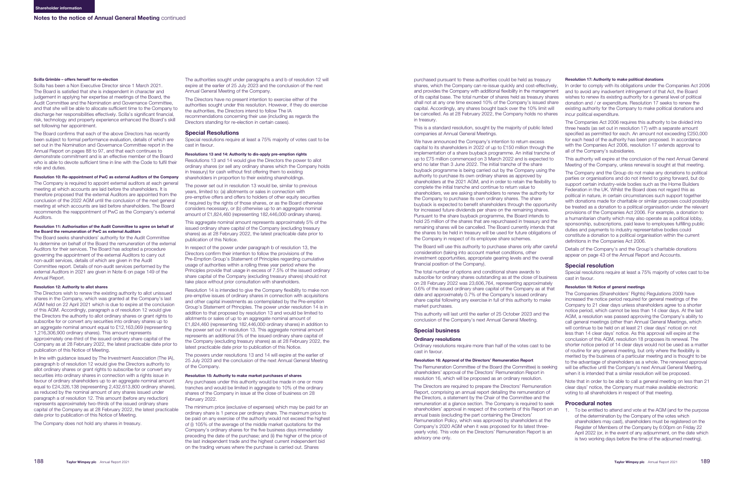## Notes to the notice of Annual General Meeting continued

**Scilla Grimble – offers herself for re-election**

Scilla has been a Non Executive Director since 1 March 2021. The Board is satisfied that she is independent in character and judgement in applying her expertise at meetings of the Board, the Audit Committee and the Nomination and Governance Committee, and that she will be able to allocate sufficient time to the Company to discharge her responsibilities effectively. Scilla's significant financial, risk, technology and property experience enhanced the Board's skill set following her appointment.

The Board confirms that each of the above Directors has recently been subject to formal performance evaluation, details of which are set out in the Nomination and Governance Committee report in the Annual Report on pages 88 to 97, and that each continues to demonstrate commitment and is an effective member of the Board who is able to devote sufficient time in line with the Code to fulfil their role and duties.

**Resolution 10: Re-appointment of PwC as external Auditors of the Company**

The Company is required to appoint external auditors at each general meeting at which accounts are laid before the shareholders. It is therefore proposed that the external Auditors are appointed from the conclusion of the 2022 AGM until the conclusion of the next general meeting at which accounts are laid before shareholders. The Board recommends the reappointment of PwC as the Company's external Auditors.

**Resolution 11: Authorisation of the Audit Committee to agree on behalf of the Board the remuneration of PwC as external Auditors**

The Board seeks shareholders' authority for the Audit Committee to determine on behalf of the Board the remuneration of the external Auditors for their services. The Board has adopted a procedure governing the appointment of the external Auditors to carry out non-audit services, details of which are given in the Audit Committee report. Details of non-audit services performed by the external Auditors in 2021 are given in Note 6 on page 149 of the Annual Report.

**Resolution 12: Authority to allot shares**

The Directors wish to renew the existing authority to allot unissued shares in the Company, which was granted at the Company's last AGM held on 22 April 2021 which is due to expire at the conclusion of this AGM. Accordingly, paragraph a of resolution 12 would give the Directors the authority to allot ordinary shares or grant rights to subscribe for or convert any securities into ordinary shares up to an aggregate nominal amount equal to £12,163,069 (representing 1,216,306,900 ordinary shares). This amount represents approximately one-third of the issued ordinary share capital of the Company as at 28 February 2022, the latest practicable date prior to publication of this Notice of Meeting.

In line with guidance issued by The Investment Association (The IA), paragraph b of resolution 12 would give the Directors authority to allot ordinary shares or grant rights to subscribe for or convert any securities into ordinary shares in connection with a rights issue in favour of ordinary shareholders up to an aggregate nominal amount equal to £24,326,138 (representing 2,432,613,800 ordinary shares), as reduced by the nominal amount of any shares issued under paragraph a of resolution 12. This amount (before any reduction) represents approximately two-thirds of the issued ordinary share capital of the Company as at 28 February 2022, the latest practicable date prior to publication of this Notice of Meeting.

The Company does not hold any shares in treasury.

The authorities sought under paragraphs a and b of resolution 12 will expire at the earlier of 25 July 2023 and the conclusion of the next Annual General Meeting of the Company.

The Directors have no present intention to exercise either of the authorities sought under this resolution. However, if they do exercise the authorities, the Directors intend to follow The IA recommendations concerning their use (including as regards the Directors standing for re-election in certain cases).

### Special Resolutions

Special resolutions require at least a 75% majority of votes cast to be cast in favour.

**Resolutions 13 and 14: Authority to dis-apply pre-emption rights**

Resolutions 13 and 14 would give the Directors the power to allot ordinary shares (or sell any ordinary shares which the Company holds in treasury) for cash without first offering them to existing shareholders in proportion to their existing shareholdings.

The power set out in resolution 13 would be, similar to previous years, limited to: (a) allotments or sales in connection with pre-emptive offers and offers to holders of other equity securities if required by the rights of those shares, or as the Board otherwise considers necessary, or (b) otherwise up to an aggregate nominal amount of £1,824,460 (representing 182,446,000 ordinary shares).

This aggregate nominal amount represents approximately 5% of the issued ordinary share capital of the Company (excluding treasury shares) as at 28 February 2022, the latest practicable date prior to publication of this Notice.

In respect of the power under paragraph b of resolution 13, the Directors confirm their intention to follow the provisions of the Pre-Emption Group's Statement of Principles regarding cumulative usage of authorities within a rolling three year period where the Principles provide that usage in excess of 7.5% of the issued ordinary share capital of the Company (excluding treasury shares) should not take place without prior consultation with shareholders.

Resolution 14 is intended to give the Company flexibility to make non pre-emptive issues of ordinary shares in connection with acquisitions and other capital investments as contemplated by the Pre-emption Group's Statement of Principles. The power under resolution 14 is in addition to that proposed by resolution 13 and would be limited to allotments or sales of up to an aggregate nominal amount of £1,824,460 (representing 182,446,000 ordinary shares) in addition to the power set out in resolution 13. This aggregate nominal amount represents an additional 5% of the issued ordinary share capital of the Company (excluding treasury shares) as at 28 February 2022, the latest practicable date prior to publication of this Notice.

The powers under resolutions 13 and 14 will expire at the earlier of 25 July 2023 and the conclusion of the next Annual General Meeting of the Company.

**Resolution 15: Authority to make market purchases of shares**

Any purchases under this authority would be made in one or more tranches and would be limited in aggregate to 10% of the ordinary shares of the Company in issue at the close of business on 28 February 2022.

The minimum price (exclusive of expenses) which may be paid for an ordinary share is 1 pence per ordinary share. The maximum price to be paid on any exercise of the authority would not exceed the highest of (i) 105% of the average of the middle market quotations for the Company's ordinary shares for the five business days immediately preceding the date of the purchase; and (ii) the higher of the price of the last independent trade and the highest current independent bid on the trading venues where the purchase is carried out. Shares purchased pursuant to these authorities could be held as treasury shares, which the Company can re-issue quickly and cost-effectively, and provides the Company with additional flexibility in the management of its capital base. The total number of shares held as treasury shares shall not at any one time exceed 10% of the Company's issued share capital. Accordingly, any shares bought back over the 10% limit will be cancelled. As at 28 February 2022, the Company holds no shares in treasury.

This is a standard resolution, sought by the majority of public listed companies at Annual General Meetings.

We have announced the Company's intention to return excess capital to its shareholders in 2022 of up to £150 million through the implementation of a share buyback programme. An initial tranche of up to £75 million commenced on 3 March 2022 and is expected to end no later than 3 June 2022. The initial tranche of the share buyback programme is being carried out by the Company using the authority to purchase its own ordinary shares as approved by shareholders at the 2021 AGM, and in order to retain the flexibility to complete the initial tranche and continue to return value to shareholders, we are asking shareholders to renew the authority for the Company to purchase its own ordinary shares. The share buyback is expected to benefit shareholders through the opportunity for increased future dividends per share on the remaining shares. Pursuant to the share buyback programme, the Board intends to hold 25 million of the shares that are repurchased in treasury and the remaining shares will be cancelled. The Board currently intends that the shares to be held in treasury will be used for future obligations of the Company in respect of its employee share schemes.

The Board will use this authority to purchase shares only after careful consideration (taking into account market conditions, other investment opportunities, appropriate gearing levels and the overall financial position of the Company).

The total number of options and conditional share awards to subscribe for ordinary shares outstanding as at the close of business on 28 February 2022 was 23,606,764, representing approximately 0.6% of the issued ordinary share capital of the Company as at that date and approximately 0.7% of the Company's issued ordinary share capital following any exercise in full of this authority to make market purchases.

This authority will last until the earlier of 25 October 2023 and the conclusion of the Company's next Annual General Meeting.

### Special business

#### Ordinary resolutions

Ordinary resolutions require more than half of the votes cast to be cast in favour.

**Resolution 16: Approval of the Directors' Remuneration Report**

The Remuneration Committee of the Board (the Committee) is seeking shareholders' approval of the Directors' Remuneration Report in resolution 16, which will be proposed as an ordinary resolution.

The Directors are required to prepare the Directors' Remuneration Report, comprising an annual report detailing the remuneration of the Directors, a statement by the Chair of the Committee and the remuneration at a glance section. The Company is required to seek shareholders' approval in respect of the contents of this Report on an annual basis (excluding the part containing the Directors' Remuneration Policy, which was approved by shareholders at the Company's 2020 AGM when it was proposed for its latest three-yearly vote). This vote on the Directors' Remuneration Report is an advisory one only.

**Resolution 17: Authority to make political donations**

In order to comply with its obligations under the Companies Act 2006 and to avoid any inadvertent infringement of that Act, the Board wishes to renew its existing authority for a general level of political donation and / or expenditure. Resolution 17 seeks to renew the existing authority for the Company to make political donations and incur political expenditure.

The Companies Act 2006 requires this authority to be divided into three heads (as set out in resolution 17) with a separate amount specified as permitted for each. An amount not exceeding £250,000 for each head of the authority has been proposed. In accordance with the Companies Act 2006, resolution 17 extends approval to all of the Company's subsidiaries.

This authority will expire at the conclusion of the next Annual General Meeting of the Company, unless renewal is sought at that meeting.

The Company and the Group do not make any donations to political parties or organisations and do not intend to going forward, but do support certain industry-wide bodies such as the Home Builders Federation in the UK. Whilst the Board does not regard this as political in nature, in certain circumstances such support together with donations made for charitable or similar purposes could possibly be treated as a donation to a political organisation under the relevant provisions of the Companies Act 2006. For example, a donation to a humanitarian charity which may also operate as a political lobby, sponsorship, subscriptions, paid leave to employees fulfilling public duties and payments to industry representative bodies could constitute a donation to a political organisation within the current definitions in the Companies Act 2006.

Details of the Company's and the Group's charitable donations appear on page 43 of the Annual Report and Accounts.

### Special resolution

Special resolutions require at least a 75% majority of votes cast to be cast in favour.

**Resolution 18: Notice of general meetings**

The Companies (Shareholders' Rights) Regulations 2009 have increased the notice period required for general meetings of the Company to 21 clear days unless shareholders agree to a shorter notice period, which cannot be less than 14 clear days. At the last AGM, a resolution was passed approving the Company's ability to call general meetings (other than Annual General Meetings, which will continue to be held on at least 21 clear days' notice) on not less than 14 clear days' notice. As this approval will expire at the conclusion of this AGM, resolution 18 proposes its renewal. The shorter notice period of 14 clear days would not be used as a matter of routine for any general meeting, but only where the flexibility is merited by the business of a particular meeting and is thought to be to the advantage of shareholders as a whole. The renewed approval will be effective until the Company's next Annual General Meeting, when it is intended that a similar resolution will be proposed.

Note that in order to be able to call a general meeting on less than 21 clear days' notice, the Company must make available electronic voting to all shareholders in respect of that meeting.

### Procedural notes

1. To be entitled to attend and vote at the AGM (and for the purpose of the determination by the Company of the votes which shareholders may cast), shareholders must be registered on the Register of Members of the Company by 6:00pm on Friday 22 April 2022 (or, in the event of any adjournment, on the date which is two working days before the time of the adjourned meeting).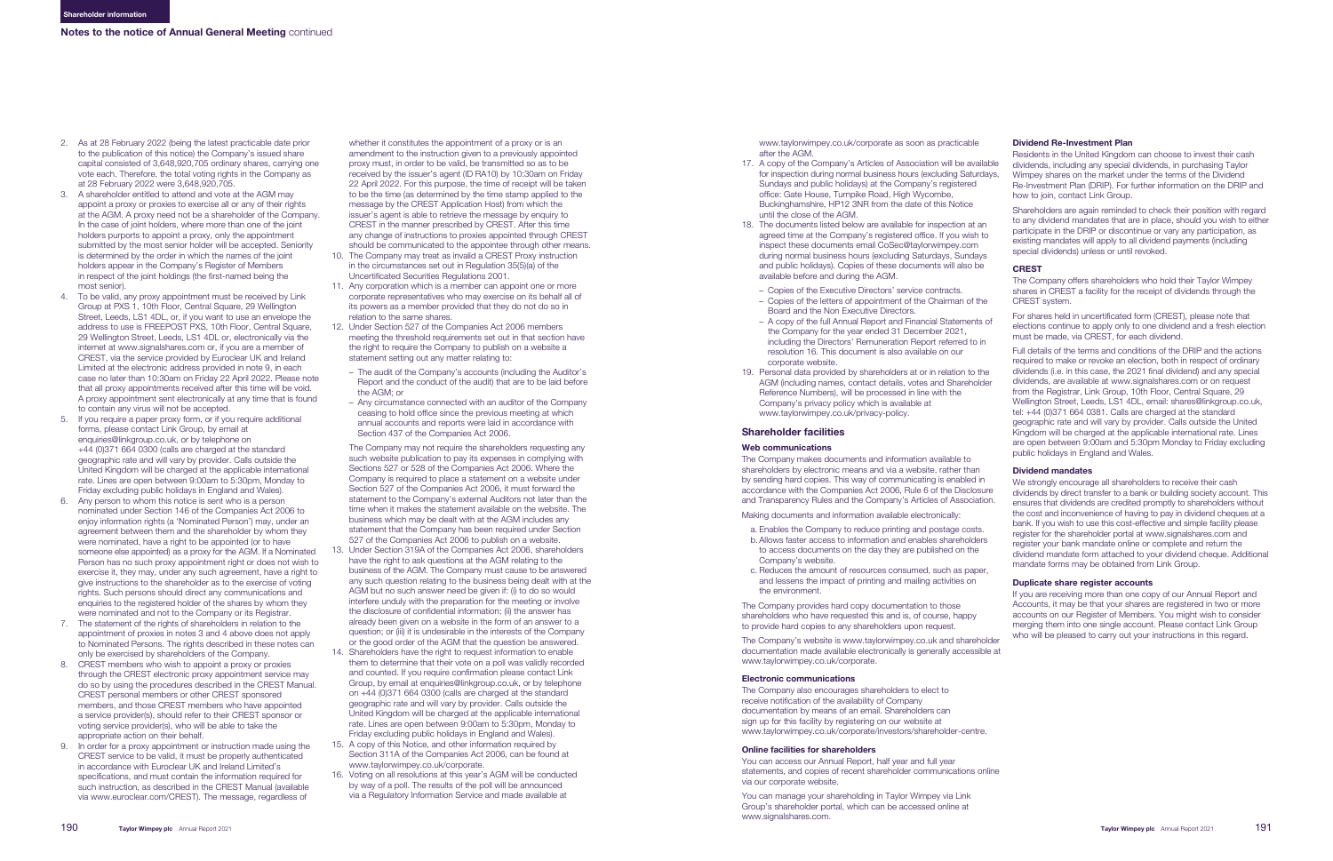## Notes to the notice of Annual General Meeting continued

2. As at 28 February 2022 (being the latest practicable date prior to the publication of this notice) the Company's issued share capital consisted of 3,648,920,705 ordinary shares, carrying one vote each. Therefore, the total voting rights in the Company as at 28 February 2022 were 3,648,920,705.
3. A shareholder entitled to attend and vote at the AGM may appoint a proxy or proxies to exercise all or any of their rights at the AGM. A proxy need not be a shareholder of the Company. In the case of joint holders, where more than one of the joint holders purports to appoint a proxy, only the appointment submitted by the most senior holder will be accepted. Seniority is determined by the order in which the names of the joint holders appear in the Company's Register of Members in respect of the joint holdings (the first-named being the most senior).
4. To be valid, any proxy appointment must be received by Link Group at PXS 1, 10th Floor, Central Square, 29 Wellington Street, Leeds, LS1 4DL, or, if you want to use an envelope the address to use is FREEPOST PXS, 10th Floor, Central Square, 29 Wellington Street, Leeds, LS1 4DL or, electronically via the internet at www.signalshares.com or, if you are a member of CREST, via the service provided by Euroclear UK and Ireland Limited at the electronic address provided in note 9, in each case no later than 10:30am on Friday 22 April 2022. Please note that all proxy appointments received after this time will be void. A proxy appointment sent electronically at any time that is found to contain any virus will not be accepted.
5. If you require a paper proxy form, or if you require additional forms, please contact Link Group, by email at enquiries@linkgroup.co.uk, or by telephone on +44 (0)371 664 0300 (calls are charged at the standard geographic rate and will vary by provider. Calls outside the United Kingdom will be charged at the applicable international rate. Lines are open between 9:00am to 5:30pm, Monday to Friday excluding public holidays in England and Wales).
6. Any person to whom this notice is sent who is a person nominated under Section 146 of the Companies Act 2006 to enjoy information rights (a 'Nominated Person') may, under an agreement between them and the shareholder by whom they were nominated, have a right to be appointed (or to have someone else appointed) as a proxy for the AGM. If a Nominated Person has no such proxy appointment right or does not wish to exercise it, they may, under any such agreement, have a right to give instructions to the shareholder as to the exercise of voting rights. Such persons should direct any communications and enquiries to the registered holder of the shares by whom they were nominated and not to the Company or its Registrar.
7. The statement of the rights of shareholders in relation to the appointment of proxies in notes 3 and 4 above does not apply to Nominated Persons. The rights described in these notes can only be exercised by shareholders of the Company.
8. CREST members who wish to appoint a proxy or proxies through the CREST electronic proxy appointment service may do so by using the procedures described in the CREST Manual. CREST personal members or other CREST sponsored members, and those CREST members who have appointed a service provider(s), should refer to their CREST sponsor or voting service provider(s), who will be able to take the appropriate action on their behalf.
9. In order for a proxy appointment or instruction made using the CREST service to be valid, it must be properly authenticated in accordance with Euroclear UK and Ireland Limited's specifications, and must contain the information required for such instruction, as described in the CREST Manual (available via www.euroclear.com/CREST). The message, regardless of whether it constitutes the appointment of a proxy or is an amendment to the instruction given to a previously appointed proxy must, in order to be valid, be transmitted so as to be received by the issuer's agent (ID RA10) by 10:30am on Friday 22 April 2022. For this purpose, the time of receipt will be taken to be the time (as determined by the time stamp applied to the message by the CREST Application Host) from which the issuer's agent is able to retrieve the message by enquiry to CREST in the manner prescribed by CREST. After this time any change of instructions to proxies appointed through CREST should be communicated to the appointee through other means.
10. The Company may treat as invalid a CREST Proxy instruction in the circumstances set out in Regulation 35(5)(a) of the Uncertificated Securities Regulations 2001.
11. Any corporation which is a member can appoint one or more corporate representatives who may exercise on its behalf all of its powers as a member provided that they do not do so in relation to the same shares.
12. Under Section 527 of the Companies Act 2006 members meeting the threshold requirements set out in that section have the right to require the Company to publish on a website a statement setting out any matter relating to:
    - The audit of the Company's accounts (including the Auditor's Report and the conduct of the audit) that are to be laid before the AGM; or
    - Any circumstance connected with an auditor of the Company ceasing to hold office since the previous meeting at which annual accounts and reports were laid in accordance with Section 437 of the Companies Act 2006.

    The Company may not require the shareholders requesting any such website publication to pay its expenses in complying with Sections 527 or 528 of the Companies Act 2006. Where the Company is required to place a statement on a website under Section 527 of the Companies Act 2006, it must forward the statement to the Company's external Auditors not later than the time when it makes the statement available on the website. The business which may be dealt with at the AGM includes any statement that the Company has been required under Section 527 of the Companies Act 2006 to publish on a website.
13. Under Section 319A of the Companies Act 2006, shareholders have the right to ask questions at the AGM relating to the business of the AGM. The Company must cause to be answered any such question relating to the business being dealt with at the AGM but no such answer need be given if: (i) to do so would interfere unduly with the preparation for the meeting or involve the disclosure of confidential information; (ii) the answer has already been given on a website in the form of an answer to a question; or (iii) it is undesirable in the interests of the Company or the good order of the AGM that the question be answered.
14. Shareholders have the right to request information to enable them to determine that their vote on a poll was validly recorded and counted. If you require confirmation please contact Link Group, by email at enquiries@linkgroup.co.uk, or by telephone on +44 (0)371 664 0300 (calls are charged at the standard geographic rate and will vary by provider. Calls outside the United Kingdom will be charged at the applicable international rate. Lines are open between 9:00am to 5:30pm, Monday to Friday excluding public holidays in England and Wales).
15. A copy of this Notice, and other information required by Section 311A of the Companies Act 2006, can be found at www.taylorwimpey.co.uk/corporate.
16. Voting on all resolutions at this year's AGM will be conducted by way of a poll. The results of the poll will be announced via a Regulatory Information Service and made available at www.taylorwimpey.co.uk/corporate as soon as practicable after the AGM.
17. A copy of the Company's Articles of Association will be available for inspection during normal business hours (excluding Saturdays, Sundays and public holidays) at the Company's registered office: Gate House, Turnpike Road, High Wycombe, Buckinghamshire, HP12 3NR from the date of this Notice until the close of the AGM.
18. The documents listed below are available for inspection at an agreed time at the Company's registered office. If you wish to inspect these documents email CoSec@taylorwimpey.com during normal business hours (excluding Saturdays, Sundays and public holidays). Copies of these documents will also be available before and during the AGM.
    - Copies of the Executive Directors' service contracts.
    - Copies of the letters of appointment of the Chairman of the Board and the Non Executive Directors.
    - A copy of the full Annual Report and Financial Statements of the Company for the year ended 31 December 2021, including the Directors' Remuneration Report referred to in resolution 16. This document is also available on our corporate website.
19. Personal data provided by shareholders at or in relation to the AGM (including names, contact details, votes and Shareholder Reference Numbers), will be processed in line with the Company's privacy policy which is available at www.taylorwimpey.co.uk/privacy-policy.

## Shareholder facilities

### Web communications

The Company makes documents and information available to shareholders by electronic means and via a website, rather than by sending hard copies. This way of communicating is enabled in accordance with the Companies Act 2006, Rule 6 of the Disclosure and Transparency Rules and the Company's Articles of Association.

Making documents and information available electronically:

a. Enables the Company to reduce printing and postage costs.
b. Allows faster access to information and enables shareholders to access documents on the day they are published on the Company's website.
c. Reduces the amount of resources consumed, such as paper, and lessens the impact of printing and mailing activities on the environment.

The Company provides hard copy documentation to those shareholders who have requested this and is, of course, happy to provide hard copies to any shareholders upon request.

The Company's website is www.taylorwimpey.co.uk and shareholder documentation made available electronically is generally accessible at www.taylorwimpey.co.uk/corporate.

### Electronic communications

The Company also encourages shareholders to elect to receive notification of the availability of Company documentation by means of an email. Shareholders can sign up for this facility by registering on our website at www.taylorwimpey.co.uk/corporate/investors/shareholder-centre.

### Online facilities for shareholders

You can access our Annual Report, half year and full year statements, and copies of recent shareholder communications online via our corporate website.

You can manage your shareholding in Taylor Wimpey via Link Group's shareholder portal, which can be accessed online at www.signalshares.com.

### Dividend Re-Investment Plan

Residents in the United Kingdom can choose to invest their cash dividends, including any special dividends, in purchasing Taylor Wimpey shares on the market under the terms of the Dividend Re-Investment Plan (DRIP). For further information on the DRIP and how to join, contact Link Group.

Shareholders are again reminded to check their position with regard to any dividend mandates that are in place, should you wish to either participate in the DRIP or discontinue or vary any participation, as existing mandates will apply to all dividend payments (including special dividends) unless or until revoked.

### CREST

The Company offers shareholders who hold their Taylor Wimpey shares in CREST a facility for the receipt of dividends through the CREST system.

For shares held in uncertificated form (CREST), please note that elections continue to apply only to one dividend and a fresh election must be made, via CREST, for each dividend.

Full details of the terms and conditions of the DRIP and the actions required to make or revoke an election, both in respect of ordinary dividends (i.e. in this case, the 2021 final dividend) and any special dividends, are available at www.signalshares.com or on request from the Registrar, Link Group, 10th Floor, Central Square, 29 Wellington Street, Leeds, LS1 4DL, email: shares@linkgroup.co.uk, tel: +44 (0)371 664 0381. Calls are charged at the standard geographic rate and will vary by provider. Calls outside the United Kingdom will be charged at the applicable international rate. Lines are open between 9:00am and 5:30pm Monday to Friday excluding public holidays in England and Wales.

### Dividend mandates

We strongly encourage all shareholders to receive their cash dividends by direct transfer to a bank or building society account. This ensures that dividends are credited promptly to shareholders without the cost and inconvenience of having to pay in dividend cheques at a bank. If you wish to use this cost-effective and simple facility please register for the shareholder portal at www.signalshares.com and register your bank mandate online or complete and return the dividend mandate form attached to your dividend cheque. Additional mandate forms may be obtained from Link Group.

### Duplicate share register accounts

If you are receiving more than one copy of our Annual Report and Accounts, it may be that your shares are registered in two or more accounts on our Register of Members. You might wish to consider merging them into one single account. Please contact Link Group who will be pleased to carry out your instructions in this regard.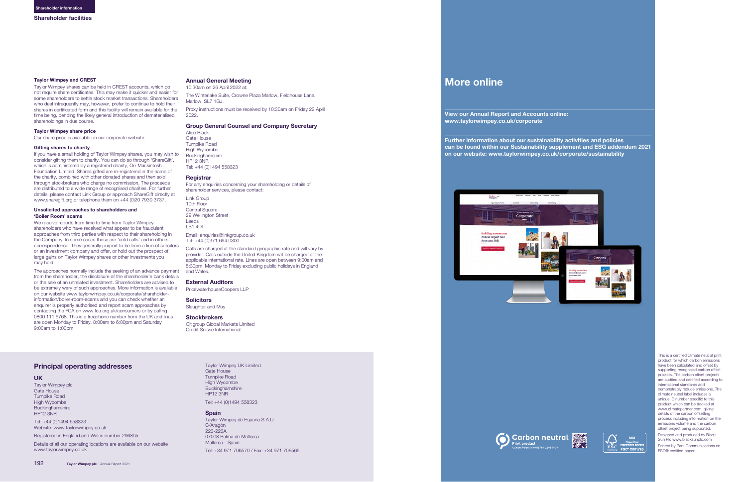## Shareholder facilities

### Taylor Wimpey and CREST

Taylor Wimpey shares can be held in CREST accounts, which do not require share certificates. This may make it quicker and easier for some shareholders to settle stock market transactions. Shareholders who deal infrequently may, however, prefer to continue to hold their shares in certificated form and this facility will remain available for the time being, pending the likely general introduction of dematerialised shareholdings in due course.

### Taylor Wimpey share price

Our share price is available on our corporate website.

### Gifting shares to charity

If you have a small holding of Taylor Wimpey shares, you may wish to consider gifting them to charity. You can do so through 'ShareGift', which is administered by a registered charity, Orr Mackintosh Foundation Limited. Shares gifted are re-registered in the name of the charity, combined with other donated shares and then sold through stockbrokers who charge no commission. The proceeds are distributed to a wide range of recognised charities. For further details, please contact Link Group or approach ShareGift directly at www.sharegift.org or telephone them on +44 (0)20 7930 3737.

### Unsolicited approaches to shareholders and 'Boiler Room' scams

We receive reports from time to time from Taylor Wimpey shareholders who have received what appear to be fraudulent approaches from third parties with respect to their shareholding in the Company. In some cases these are 'cold calls' and in others correspondence. They generally purport to be from a firm of solicitors or an investment company and offer, or hold out the prospect of, large gains on Taylor Wimpey shares or other investments you may hold.

The approaches normally include the seeking of an advance payment from the shareholder, the disclosure of the shareholder's bank details or the sale of an unrelated investment. Shareholders are advised to be extremely wary of such approaches. More information is available on our website www.taylorwimpey.co.uk/corporate/shareholder-information/boiler-room-scams and you can check whether an enquirer is properly authorised and report scam approaches by contacting the FCA on www.fca.org.uk/consumers or by calling 0800 111 6768. This is a freephone number from the UK and lines are open Monday to Friday, 8:00am to 6:00pm and Saturday 9:00am to 1:00pm.

### Annual General Meeting

10:30am on 26 April 2022 at:

The Winterlake Suite, Crowne Plaza Marlow, Fieldhouse Lane, Marlow, SL7 1GJ.

Proxy instructions must be received by 10:30am on Friday 22 April 2022.

### Group General Counsel and Company Secretary

Alice Black
Gate House
Turnpike Road
High Wycombe
Buckinghamshire
HP12 3NR
Tel: +44 (0)1494 558323

### Registrar

For any enquiries concerning your shareholding or details of shareholder services, please contact:

Link Group
10th Floor
Central Square
29 Wellington Street
Leeds
LS1 4DL

Email: enquiries@linkgroup.co.uk
Tel: +44 (0)371 664 0300

Calls are charged at the standard geographic rate and will vary by provider. Calls outside the United Kingdom will be charged at the applicable international rate. Lines are open between 9:00am and 5:30pm, Monday to Friday excluding public holidays in England and Wales.

### External Auditors

PricewaterhouseCoopers LLP

### Solicitors

Slaughter and May

### Stockbrokers

Citigroup Global Markets Limited
Credit Suisse International

## Principal operating addresses

### UK

Taylor Wimpey plc
Gate House
Turnpike Road
High Wycombe
Buckinghamshire
HP12 3NR

Tel: +44 (0)1494 558323
Website: www.taylorwimpey.co.uk

Registered in England and Wales number 296805

Details of all our operating locations are available on our website www.taylorwimpey.co.uk

Taylor Wimpey UK Limited
Gate House
Turnpike Road
High Wycombe
Buckinghamshire
HP12 3NR

Tel: +44 (0)1494 558323

### Spain

Taylor Wimpey de España S.A.U
C/Aragón
223-223A
07008 Palma de Mallorca
Mallorca - Spain

Tel: +34 971 706570 / Fax: +34 971 706565

## More online

**View our Annual Report and Accounts online: www.taylorwimpey.co.uk/corporate**

**Further information about our sustainability activities and policies can be found within our Sustainability supplement and ESG addendum 2021 on our website: www.taylorwimpey.co.uk/corporate/sustainability**

Carbon neutral
Print product
ClimatePartner.com/15764-2203-1008

MIX
Paper from responsible sources
FSC® C001785

This is a certified climate neutral print product for which carbon emissions have been calculated and offset by supporting recognised carbon offset projects. The carbon offset projects are audited and certified according to international standards and demonstrably reduce emissions. The climate neutral label includes a unique ID number specific to this product which can be tracked at www.climatepartner.com, giving details of the carbon offsetting process including information on the emissions volume and the carbon offset project being supported.

Designed and produced by Black Sun Plc www.blacksunplc.com

Printed by Park Communications on FSC® certified paper.